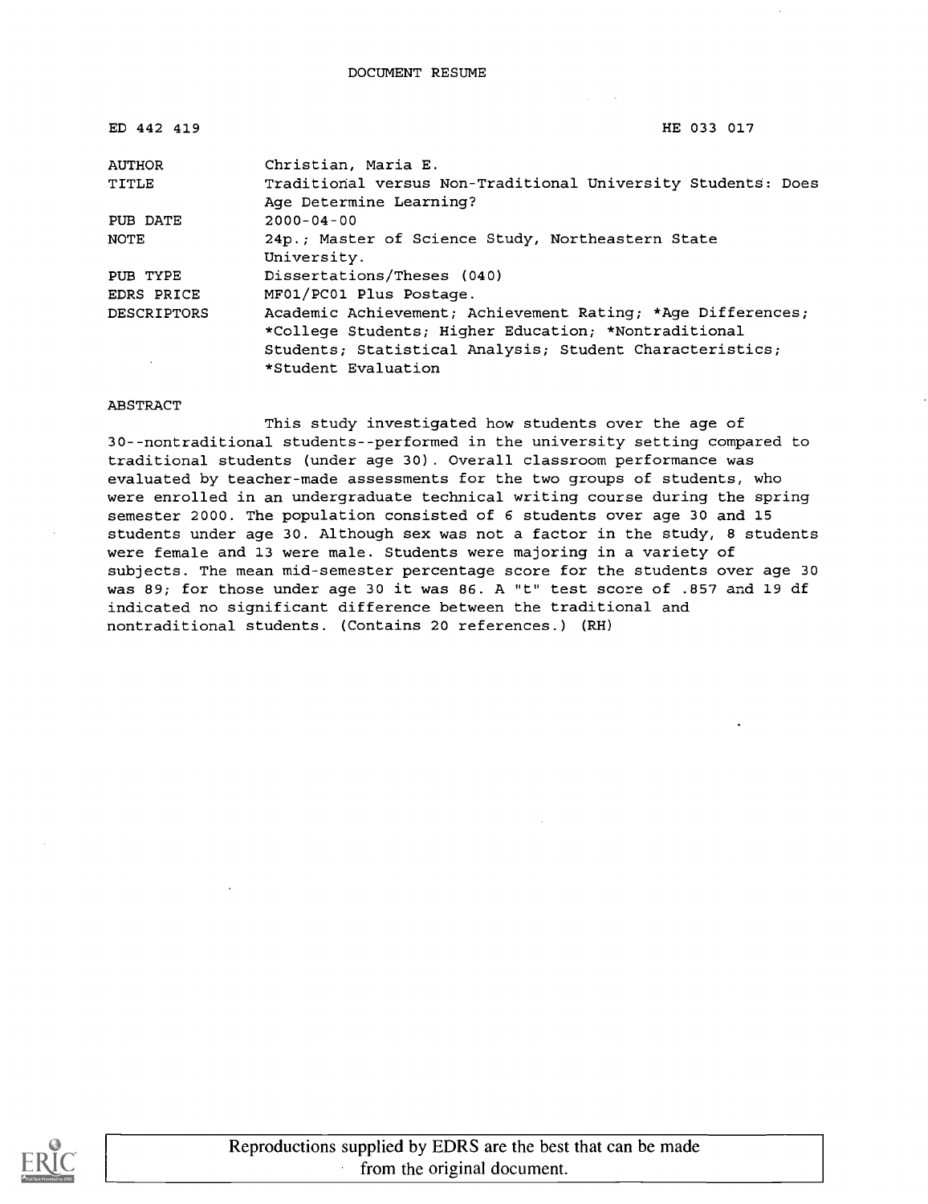DOCUMENT RESUME

| | |
|---|---|
| ED 442 419 | HE 033 017 |
| AUTHOR | Christian, Maria E. |
| TITLE | Traditional versus Non-Traditional University Students: Does Age Determine Learning? |
| PUB DATE | 2000-04-00 |
| NOTE | 24p.; Master of Science Study, Northeastern State University. |
| PUB TYPE | Dissertations/Theses (040) |
| EDRS PRICE | MF01/PC01 Plus Postage. |
| DESCRIPTORS | Academic Achievement; Achievement Rating; *Age Differences; *College Students; Higher Education; *Nontraditional Students; Statistical Analysis; Student Characteristics; *Student Evaluation |

ABSTRACT

This study investigated how students over the age of 30--nontraditional students--performed in the university setting compared to traditional students (under age 30). Overall classroom performance was evaluated by teacher-made assessments for the two groups of students, who were enrolled in an undergraduate technical writing course during the spring semester 2000. The population consisted of 6 students over age 30 and 15 students under age 30. Although sex was not a factor in the study, 8 students were female and 13 were male. Students were majoring in a variety of subjects. The mean mid-semester percentage score for the students over age 30 was 89; for those under age 30 it was 86. A "t" test score of .857 and 19 df indicated no significant difference between the traditional and nontraditional students. (Contains 20 references.) (RH)

Reproductions supplied by EDRS are the best that can be made from the original document.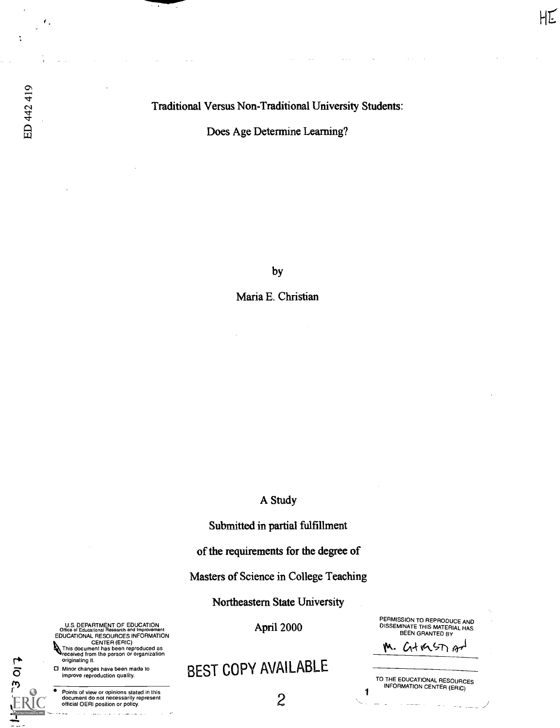ED 442 419

# Traditional Versus Non-Traditional University Students:

## Does Age Determine Learning?

by

Maria E. Christian

A Study

Submitted in partial fulfillment

of the requirements for the degree of

Masters of Science in College Teaching

Northeastern State University

April 2000

U.S. DEPARTMENT OF EDUCATION
Office of Educational Research and Improvement
EDUCATIONAL RESOURCES INFORMATION CENTER (ERIC)

This document has been reproduced as received from the person or organization originating it.

Minor changes have been made to improve reproduction quality.

- Points of view or opinions stated in this document do not necessarily represent official OERI position or policy.

PERMISSION TO REPRODUCE AND DISSEMINATE THIS MATERIAL HAS BEEN GRANTED BY

M. Gstad

TO THE EDUCATIONAL RESOURCES INFORMATION CENTER (ERIC)

BEST COPY AVAILABLE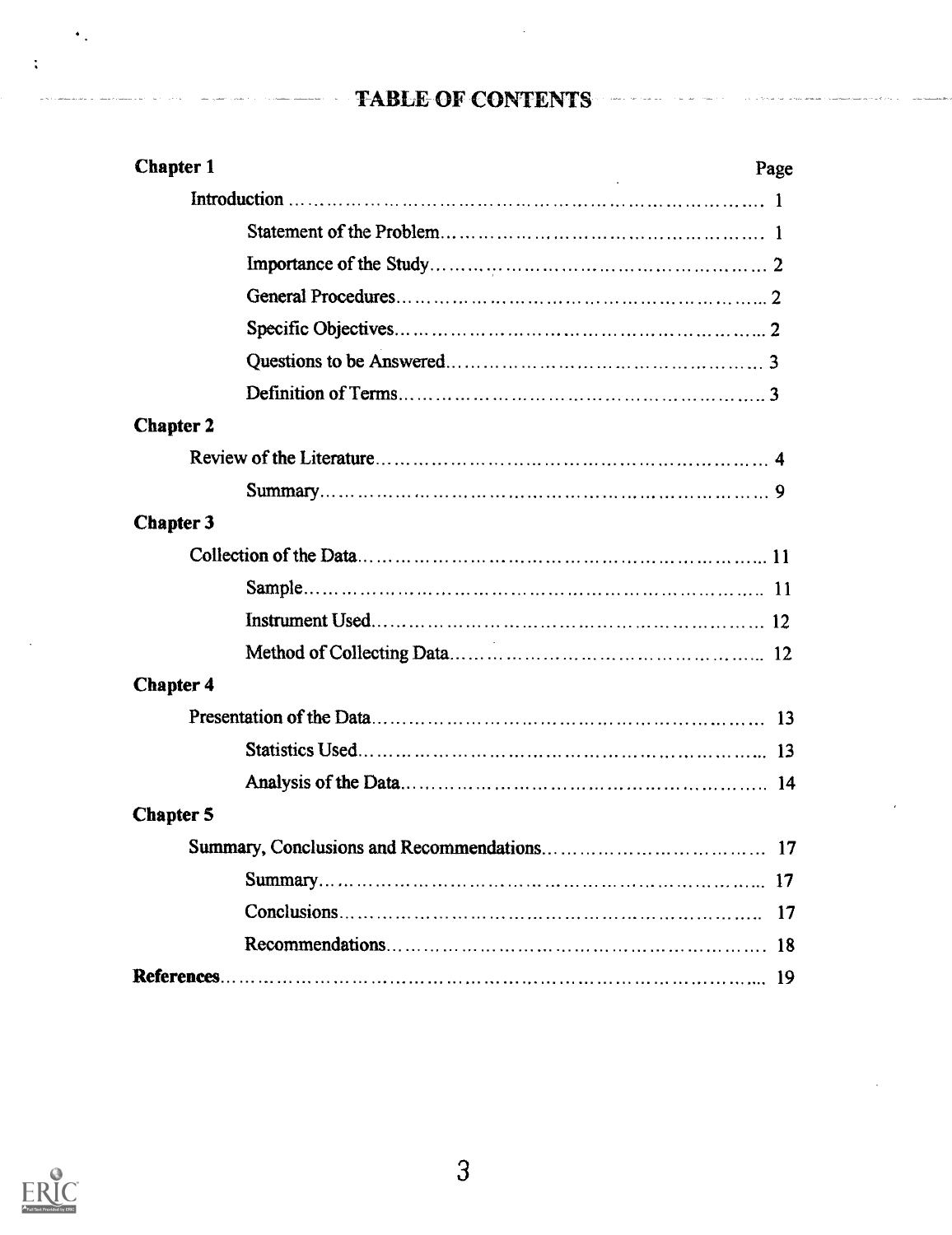# TABLE OF CONTENTS

| Chapter 1 | Page |
|---|---|
| Introduction | 1 |
| Statement of the Problem | 1 |
| Importance of the Study | 2 |
| General Procedures | 2 |
| Specific Objectives | 2 |
| Questions to be Answered | 3 |
| Definition of Terms | 3 |
| **Chapter 2** | |
| Review of the Literature | 4 |
| Summary | 9 |
| **Chapter 3** | |
| Collection of the Data | 11 |
| Sample | 11 |
| Instrument Used | 12 |
| Method of Collecting Data | 12 |
| **Chapter 4** | |
| Presentation of the Data | 13 |
| Statistics Used | 13 |
| Analysis of the Data | 14 |
| **Chapter 5** | |
| Summary, Conclusions and Recommendations | 17 |
| Summary | 17 |
| Conclusions | 17 |
| Recommendations | 18 |
| **References** | 19 |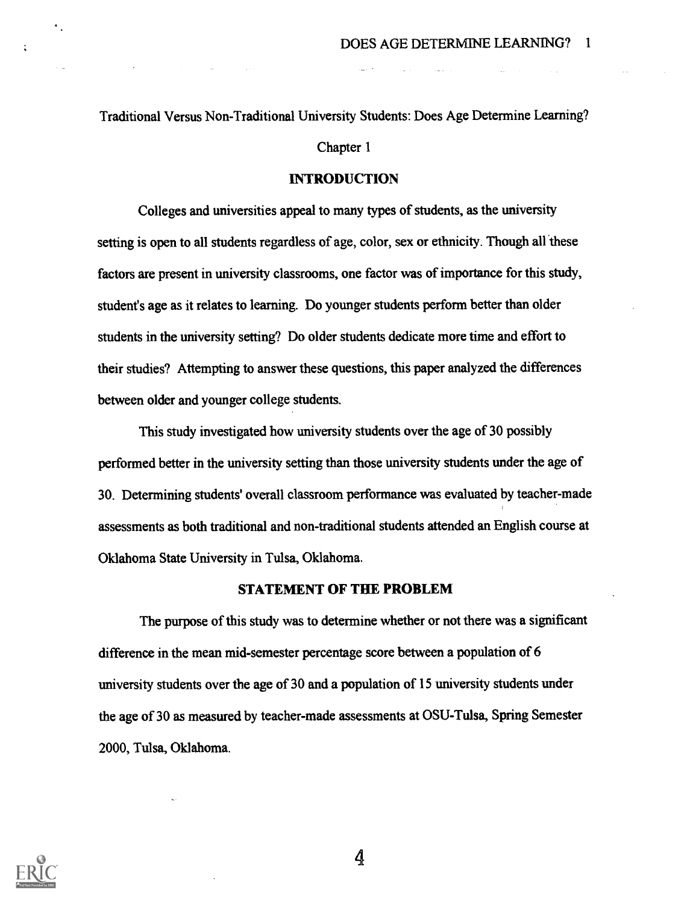Traditional Versus Non-Traditional University Students: Does Age Determine Learning?

Chapter 1

## INTRODUCTION

Colleges and universities appeal to many types of students, as the university setting is open to all students regardless of age, color, sex or ethnicity. Though all these factors are present in university classrooms, one factor was of importance for this study, student's age as it relates to learning. Do younger students perform better than older students in the university setting? Do older students dedicate more time and effort to their studies? Attempting to answer these questions, this paper analyzed the differences between older and younger college students.

This study investigated how university students over the age of 30 possibly performed better in the university setting than those university students under the age of 30. Determining students' overall classroom performance was evaluated by teacher-made assessments as both traditional and non-traditional students attended an English course at Oklahoma State University in Tulsa, Oklahoma.

## STATEMENT OF THE PROBLEM

The purpose of this study was to determine whether or not there was a significant difference in the mean mid-semester percentage score between a population of 6 university students over the age of 30 and a population of 15 university students under the age of 30 as measured by teacher-made assessments at OSU-Tulsa, Spring Semester 2000, Tulsa, Oklahoma.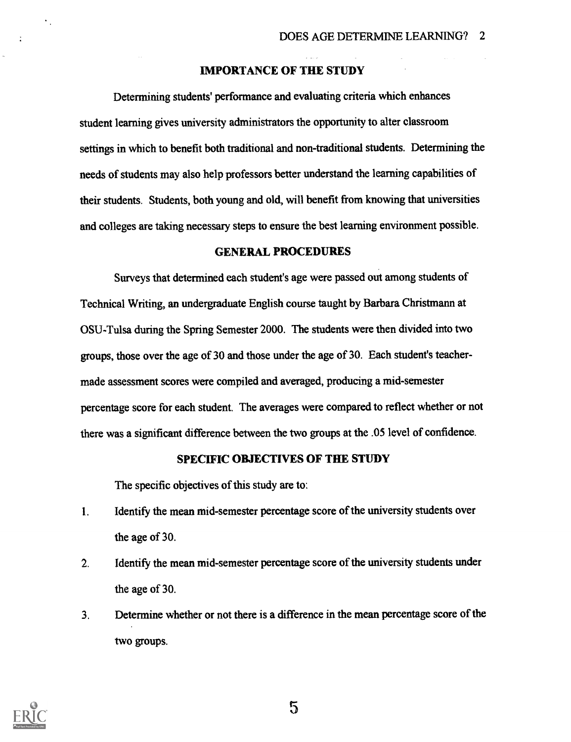## IMPORTANCE OF THE STUDY

Determining students' performance and evaluating criteria which enhances student learning gives university administrators the opportunity to alter classroom settings in which to benefit both traditional and non-traditional students. Determining the needs of students may also help professors better understand the learning capabilities of their students. Students, both young and old, will benefit from knowing that universities and colleges are taking necessary steps to ensure the best learning environment possible.

## GENERAL PROCEDURES

Surveys that determined each student's age were passed out among students of Technical Writing, an undergraduate English course taught by Barbara Christmann at OSU-Tulsa during the Spring Semester 2000. The students were then divided into two groups, those over the age of 30 and those under the age of 30. Each student's teacher-made assessment scores were compiled and averaged, producing a mid-semester percentage score for each student. The averages were compared to reflect whether or not there was a significant difference between the two groups at the .05 level of confidence.

## SPECIFIC OBJECTIVES OF THE STUDY

The specific objectives of this study are to:

1. Identify the mean mid-semester percentage score of the university students over the age of 30.
2. Identify the mean mid-semester percentage score of the university students under the age of 30.
3. Determine whether or not there is a difference in the mean percentage score of the two groups.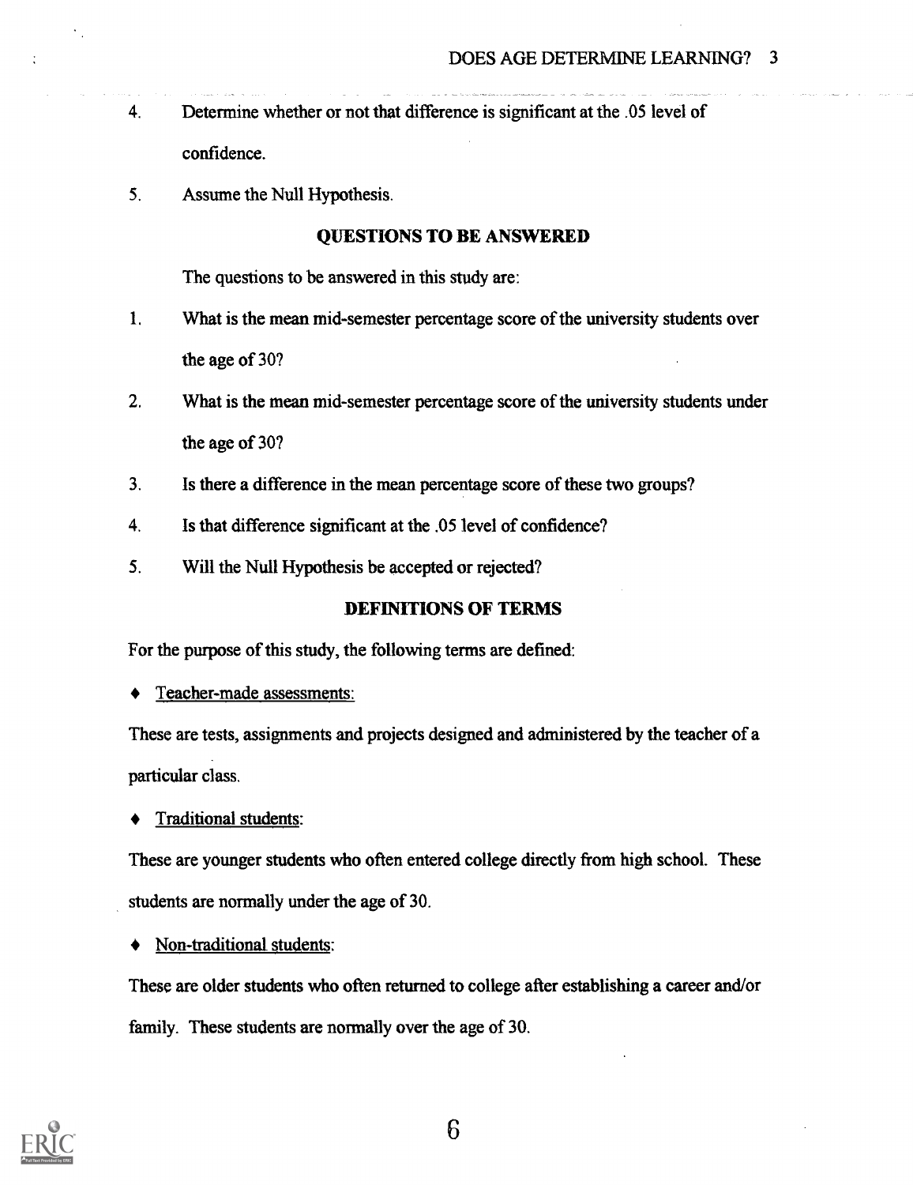4. Determine whether or not that difference is significant at the .05 level of confidence.

5. Assume the Null Hypothesis.

## QUESTIONS TO BE ANSWERED

The questions to be answered in this study are:

1. What is the mean mid-semester percentage score of the university students over the age of 30?

2. What is the mean mid-semester percentage score of the university students under the age of 30?

3. Is there a difference in the mean percentage score of these two groups?

4. Is that difference significant at the .05 level of confidence?

5. Will the Null Hypothesis be accepted or rejected?

## DEFINITIONS OF TERMS

For the purpose of this study, the following terms are defined:

- Teacher-made assessments:

These are tests, assignments and projects designed and administered by the teacher of a particular class.

- Traditional students:

These are younger students who often entered college directly from high school. These students are normally under the age of 30.

- Non-traditional students:

These are older students who often returned to college after establishing a career and/or family. These students are normally over the age of 30.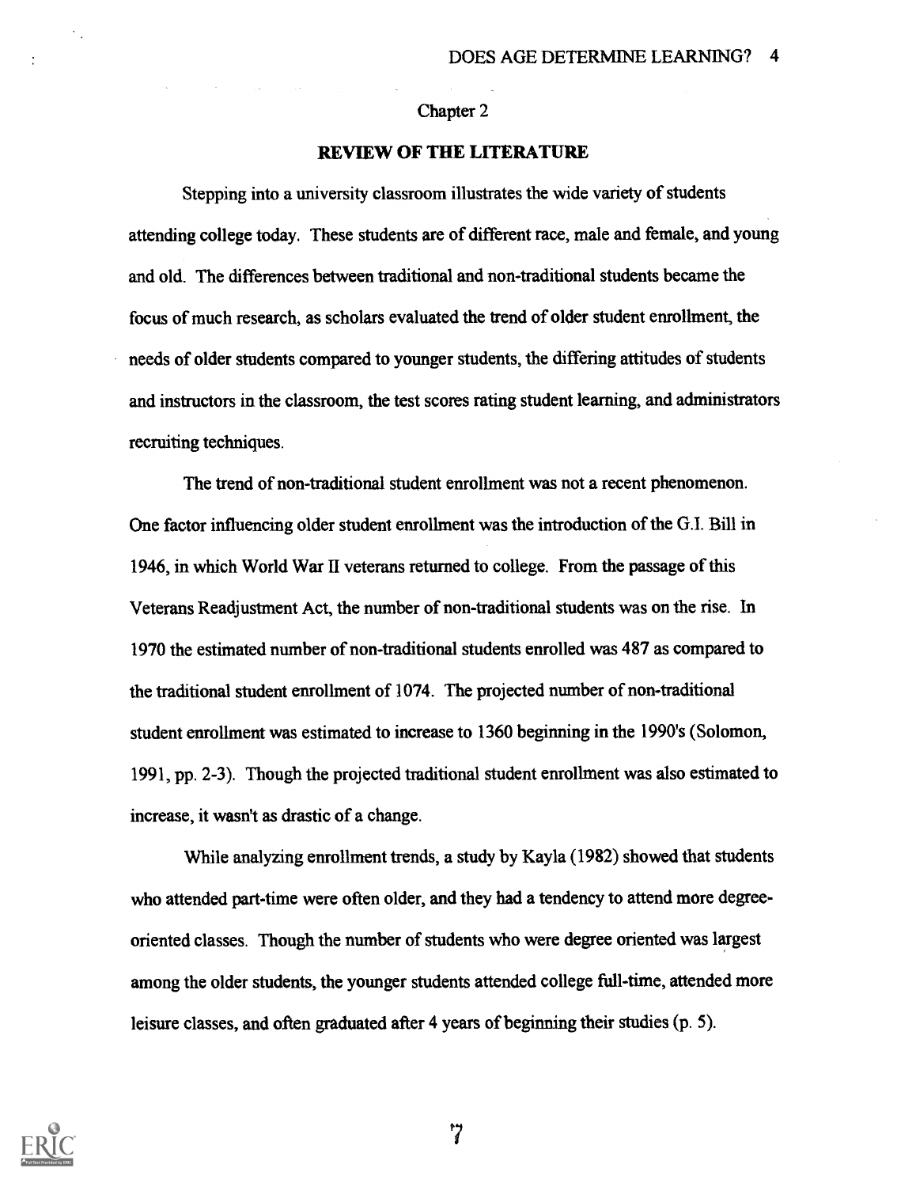Chapter 2

## REVIEW OF THE LITERATURE

Stepping into a university classroom illustrates the wide variety of students attending college today. These students are of different race, male and female, and young and old. The differences between traditional and non-traditional students became the focus of much research, as scholars evaluated the trend of older student enrollment, the needs of older students compared to younger students, the differing attitudes of students and instructors in the classroom, the test scores rating student learning, and administrators recruiting techniques.

The trend of non-traditional student enrollment was not a recent phenomenon. One factor influencing older student enrollment was the introduction of the G.I. Bill in 1946, in which World War II veterans returned to college. From the passage of this Veterans Readjustment Act, the number of non-traditional students was on the rise. In 1970 the estimated number of non-traditional students enrolled was 487 as compared to the traditional student enrollment of 1074. The projected number of non-traditional student enrollment was estimated to increase to 1360 beginning in the 1990's (Solomon, 1991, pp. 2-3). Though the projected traditional student enrollment was also estimated to increase, it wasn't as drastic of a change.

While analyzing enrollment trends, a study by Kayla (1982) showed that students who attended part-time were often older, and they had a tendency to attend more degree-oriented classes. Though the number of students who were degree oriented was largest among the older students, the younger students attended college full-time, attended more leisure classes, and often graduated after 4 years of beginning their studies (p. 5).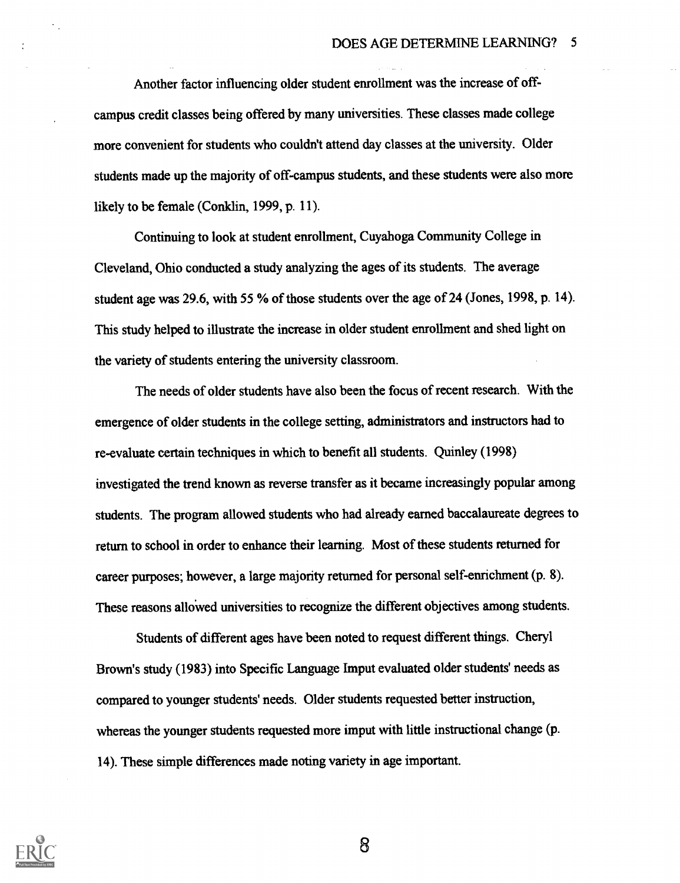Another factor influencing older student enrollment was the increase of off-campus credit classes being offered by many universities. These classes made college more convenient for students who couldn't attend day classes at the university. Older students made up the majority of off-campus students, and these students were also more likely to be female (Conklin, 1999, p. 11).

Continuing to look at student enrollment, Cuyahoga Community College in Cleveland, Ohio conducted a study analyzing the ages of its students. The average student age was 29.6, with 55 % of those students over the age of 24 (Jones, 1998, p. 14). This study helped to illustrate the increase in older student enrollment and shed light on the variety of students entering the university classroom.

The needs of older students have also been the focus of recent research. With the emergence of older students in the college setting, administrators and instructors had to re-evaluate certain techniques in which to benefit all students. Quinley (1998) investigated the trend known as reverse transfer as it became increasingly popular among students. The program allowed students who had already earned baccalaureate degrees to return to school in order to enhance their learning. Most of these students returned for career purposes; however, a large majority returned for personal self-enrichment (p. 8). These reasons allowed universities to recognize the different objectives among students.

Students of different ages have been noted to request different things. Cheryl Brown's study (1983) into Specific Language Imput evaluated older students' needs as compared to younger students' needs. Older students requested better instruction, whereas the younger students requested more imput with little instructional change (p. 14). These simple differences made noting variety in age important.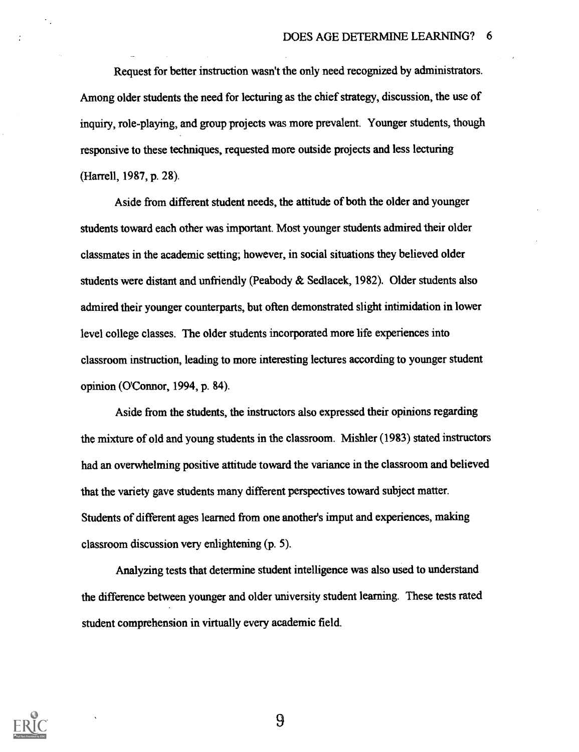Request for better instruction wasn't the only need recognized by administrators. Among older students the need for lecturing as the chief strategy, discussion, the use of inquiry, role-playing, and group projects was more prevalent. Younger students, though responsive to these techniques, requested more outside projects and less lecturing (Harrell, 1987, p. 28).

Aside from different student needs, the attitude of both the older and younger students toward each other was important. Most younger students admired their older classmates in the academic setting; however, in social situations they believed older students were distant and unfriendly (Peabody & Sedlacek, 1982). Older students also admired their younger counterparts, but often demonstrated slight intimidation in lower level college classes. The older students incorporated more life experiences into classroom instruction, leading to more interesting lectures according to younger student opinion (O'Connor, 1994, p. 84).

Aside from the students, the instructors also expressed their opinions regarding the mixture of old and young students in the classroom. Mishler (1983) stated instructors had an overwhelming positive attitude toward the variance in the classroom and believed that the variety gave students many different perspectives toward subject matter. Students of different ages learned from one another's imput and experiences, making classroom discussion very enlightening (p. 5).

Analyzing tests that determine student intelligence was also used to understand the difference between younger and older university student learning. These tests rated student comprehension in virtually every academic field.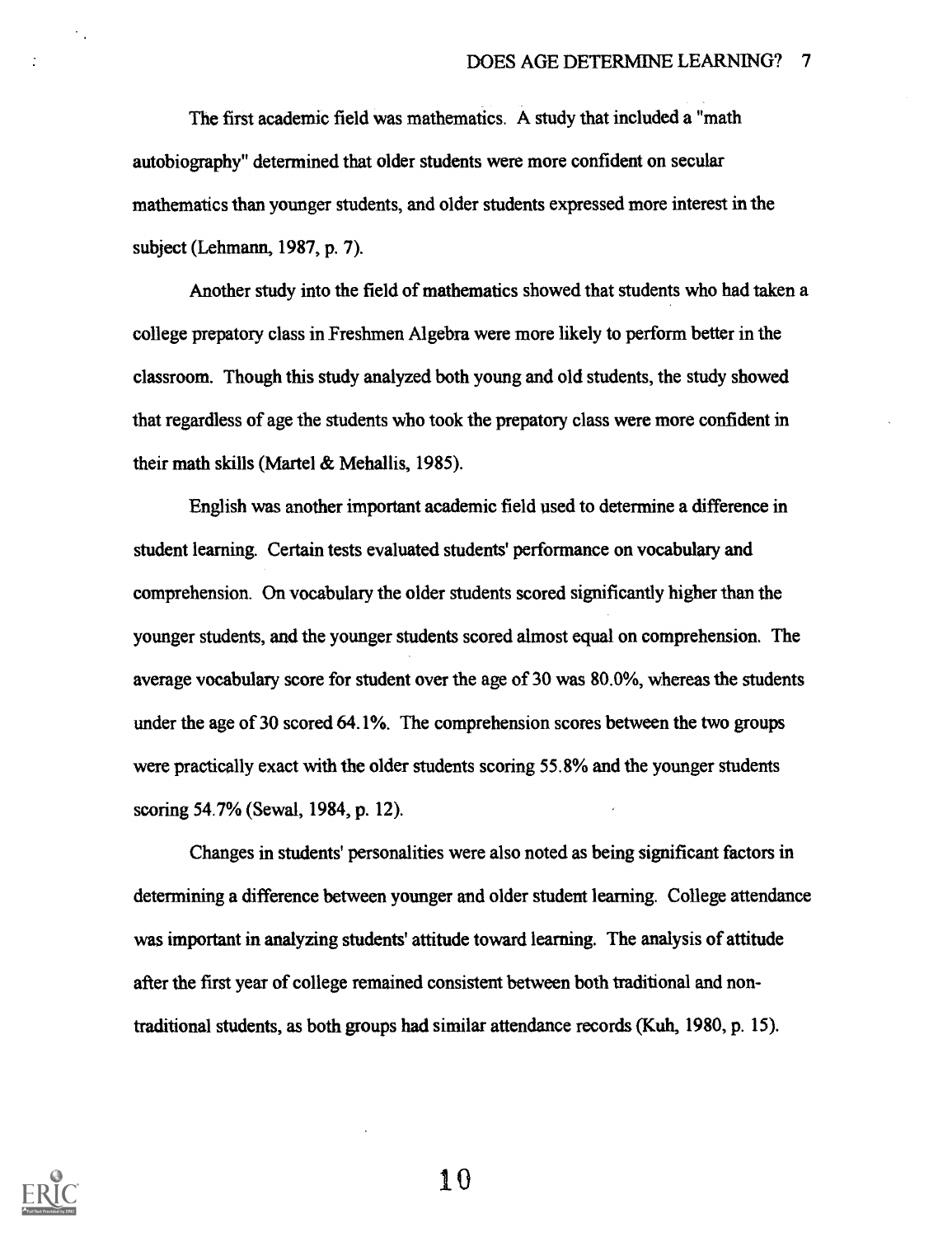The first academic field was mathematics. A study that included a "math autobiography" determined that older students were more confident on secular mathematics than younger students, and older students expressed more interest in the subject (Lehmann, 1987, p. 7).

Another study into the field of mathematics showed that students who had taken a college prepatory class in Freshmen Algebra were more likely to perform better in the classroom. Though this study analyzed both young and old students, the study showed that regardless of age the students who took the prepatory class were more confident in their math skills (Martel & Mehallis, 1985).

English was another important academic field used to determine a difference in student learning. Certain tests evaluated students' performance on vocabulary and comprehension. On vocabulary the older students scored significantly higher than the younger students, and the younger students scored almost equal on comprehension. The average vocabulary score for student over the age of 30 was 80.0%, whereas the students under the age of 30 scored 64.1%. The comprehension scores between the two groups were practically exact with the older students scoring 55.8% and the younger students scoring 54.7% (Sewal, 1984, p. 12).

Changes in students' personalities were also noted as being significant factors in determining a difference between younger and older student learning. College attendance was important in analyzing students' attitude toward learning. The analysis of attitude after the first year of college remained consistent between both traditional and non-traditional students, as both groups had similar attendance records (Kuh, 1980, p. 15).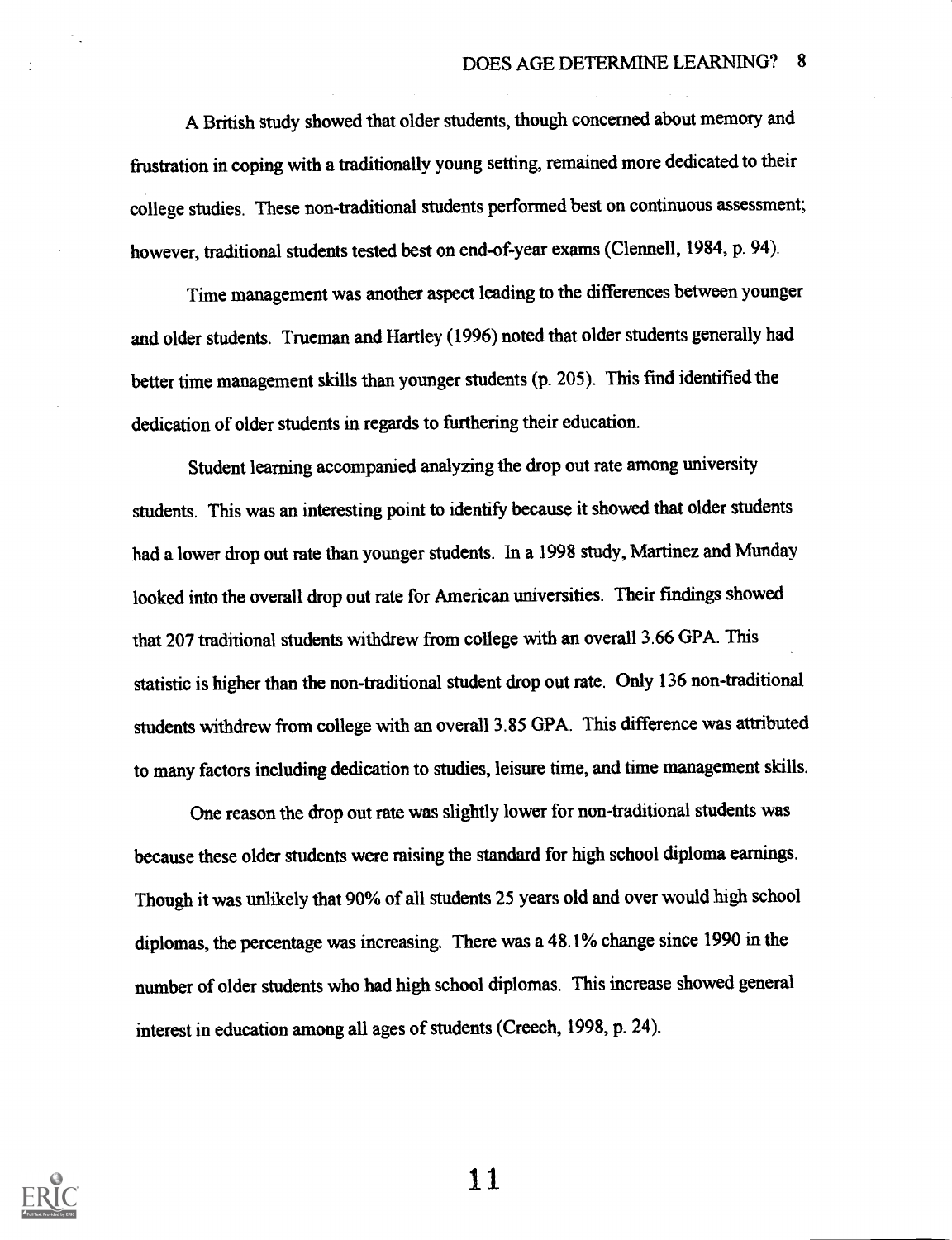A British study showed that older students, though concerned about memory and frustration in coping with a traditionally young setting, remained more dedicated to their college studies. These non-traditional students performed best on continuous assessment; however, traditional students tested best on end-of-year exams (Clennell, 1984, p. 94).

Time management was another aspect leading to the differences between younger and older students. Trueman and Hartley (1996) noted that older students generally had better time management skills than younger students (p. 205). This find identified the dedication of older students in regards to furthering their education.

Student learning accompanied analyzing the drop out rate among university students. This was an interesting point to identify because it showed that older students had a lower drop out rate than younger students. In a 1998 study, Martinez and Munday looked into the overall drop out rate for American universities. Their findings showed that 207 traditional students withdrew from college with an overall 3.66 GPA. This statistic is higher than the non-traditional student drop out rate. Only 136 non-traditional students withdrew from college with an overall 3.85 GPA. This difference was attributed to many factors including dedication to studies, leisure time, and time management skills.

One reason the drop out rate was slightly lower for non-traditional students was because these older students were raising the standard for high school diploma earnings. Though it was unlikely that 90% of all students 25 years old and over would high school diplomas, the percentage was increasing. There was a 48.1% change since 1990 in the number of older students who had high school diplomas. This increase showed general interest in education among all ages of students (Creech, 1998, p. 24).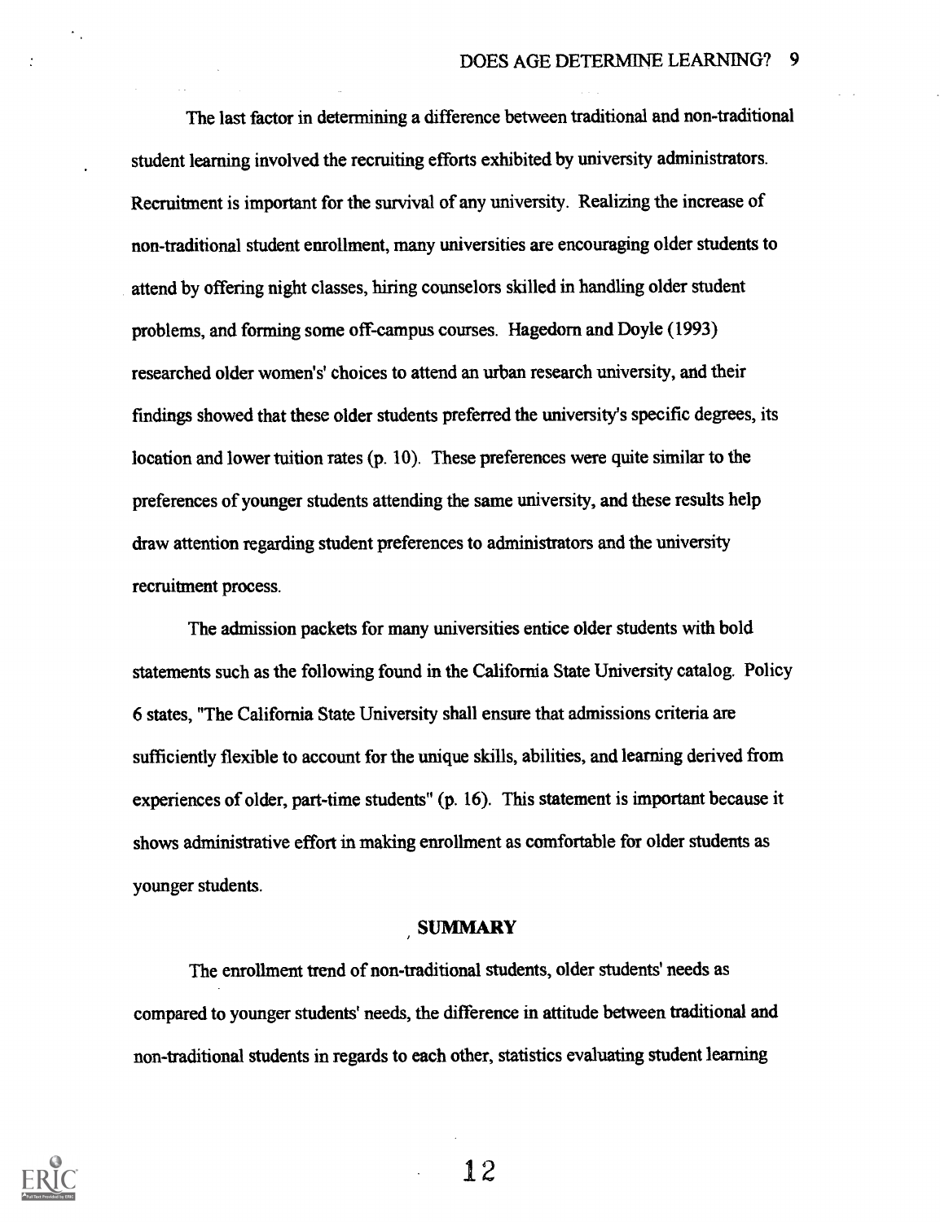The last factor in determining a difference between traditional and non-traditional student learning involved the recruiting efforts exhibited by university administrators. Recruitment is important for the survival of any university. Realizing the increase of non-traditional student enrollment, many universities are encouraging older students to attend by offering night classes, hiring counselors skilled in handling older student problems, and forming some off-campus courses. Hagedorn and Doyle (1993) researched older women's' choices to attend an urban research university, and their findings showed that these older students preferred the university's specific degrees, its location and lower tuition rates (p. 10). These preferences were quite similar to the preferences of younger students attending the same university, and these results help draw attention regarding student preferences to administrators and the university recruitment process.

The admission packets for many universities entice older students with bold statements such as the following found in the California State University catalog. Policy 6 states, "The California State University shall ensure that admissions criteria are sufficiently flexible to account for the unique skills, abilities, and learning derived from experiences of older, part-time students" (p. 16). This statement is important because it shows administrative effort in making enrollment as comfortable for older students as younger students.

## SUMMARY

The enrollment trend of non-traditional students, older students' needs as compared to younger students' needs, the difference in attitude between traditional and non-traditional students in regards to each other, statistics evaluating student learning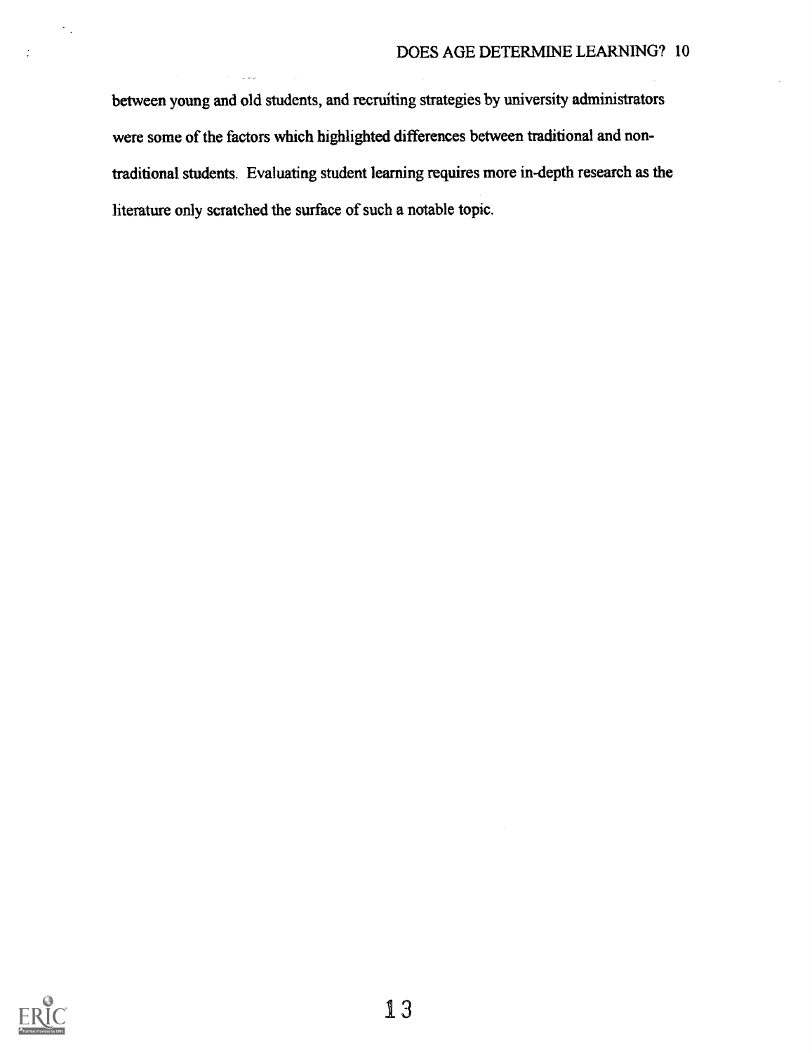between young and old students, and recruiting strategies by university administrators were some of the factors which highlighted differences between traditional and non-traditional students. Evaluating student learning requires more in-depth research as the literature only scratched the surface of such a notable topic.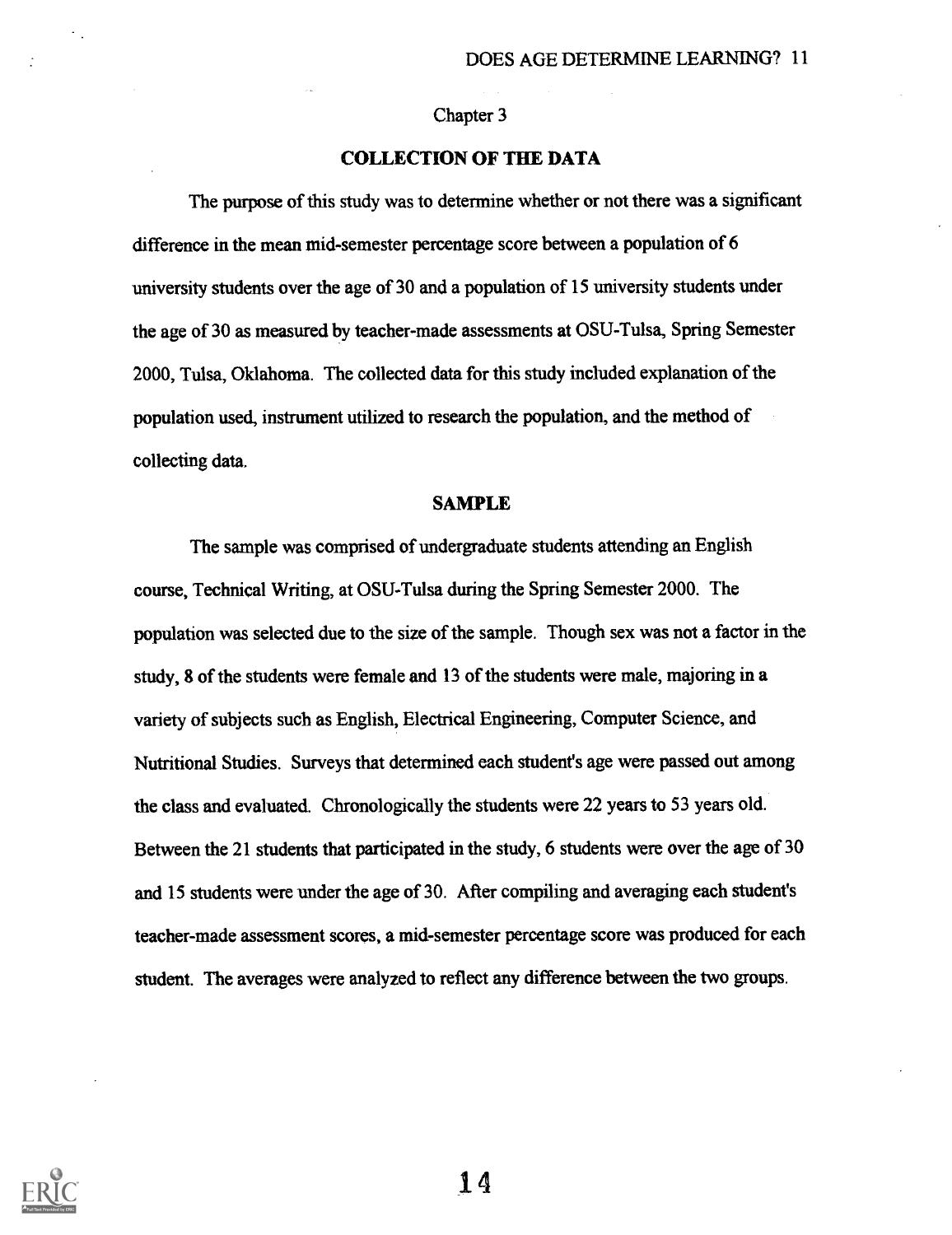Chapter 3

## COLLECTION OF THE DATA

The purpose of this study was to determine whether or not there was a significant difference in the mean mid-semester percentage score between a population of 6 university students over the age of 30 and a population of 15 university students under the age of 30 as measured by teacher-made assessments at OSU-Tulsa, Spring Semester 2000, Tulsa, Oklahoma. The collected data for this study included explanation of the population used, instrument utilized to research the population, and the method of collecting data.

### SAMPLE

The sample was comprised of undergraduate students attending an English course, Technical Writing, at OSU-Tulsa during the Spring Semester 2000. The population was selected due to the size of the sample. Though sex was not a factor in the study, 8 of the students were female and 13 of the students were male, majoring in a variety of subjects such as English, Electrical Engineering, Computer Science, and Nutritional Studies. Surveys that determined each student's age were passed out among the class and evaluated. Chronologically the students were 22 years to 53 years old. Between the 21 students that participated in the study, 6 students were over the age of 30 and 15 students were under the age of 30. After compiling and averaging each student's teacher-made assessment scores, a mid-semester percentage score was produced for each student. The averages were analyzed to reflect any difference between the two groups.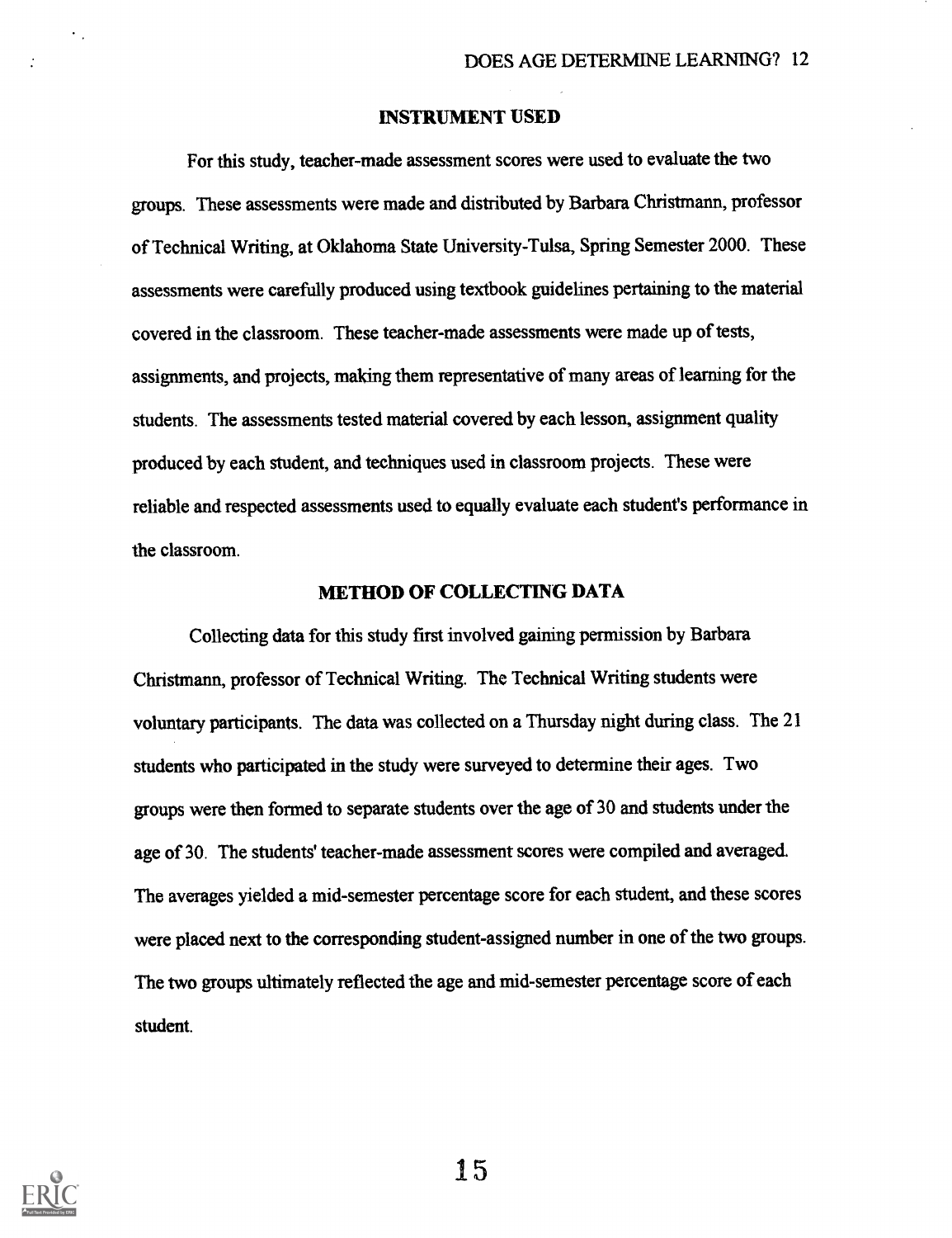## INSTRUMENT USED

For this study, teacher-made assessment scores were used to evaluate the two groups. These assessments were made and distributed by Barbara Christmann, professor of Technical Writing, at Oklahoma State University-Tulsa, Spring Semester 2000. These assessments were carefully produced using textbook guidelines pertaining to the material covered in the classroom. These teacher-made assessments were made up of tests, assignments, and projects, making them representative of many areas of learning for the students. The assessments tested material covered by each lesson, assignment quality produced by each student, and techniques used in classroom projects. These were reliable and respected assessments used to equally evaluate each student's performance in the classroom.

## METHOD OF COLLECTING DATA

Collecting data for this study first involved gaining permission by Barbara Christmann, professor of Technical Writing. The Technical Writing students were voluntary participants. The data was collected on a Thursday night during class. The 21 students who participated in the study were surveyed to determine their ages. Two groups were then formed to separate students over the age of 30 and students under the age of 30. The students' teacher-made assessment scores were compiled and averaged. The averages yielded a mid-semester percentage score for each student, and these scores were placed next to the corresponding student-assigned number in one of the two groups. The two groups ultimately reflected the age and mid-semester percentage score of each student.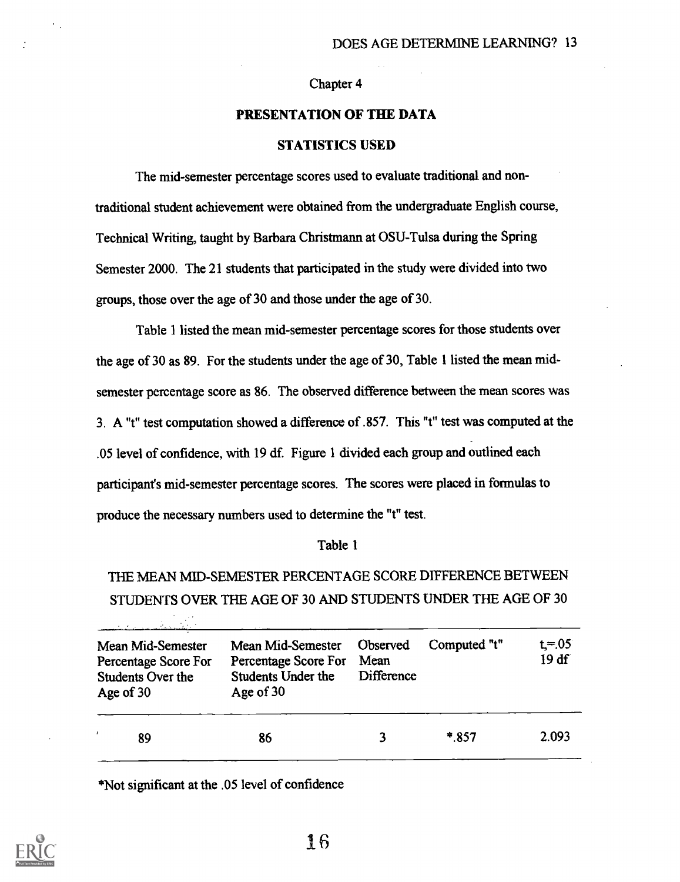Chapter 4

## PRESENTATION OF THE DATA

### STATISTICS USED

The mid-semester percentage scores used to evaluate traditional and non-traditional student achievement were obtained from the undergraduate English course, Technical Writing, taught by Barbara Christmann at OSU-Tulsa during the Spring Semester 2000. The 21 students that participated in the study were divided into two groups, those over the age of 30 and those under the age of 30.

Table 1 listed the mean mid-semester percentage scores for those students over the age of 30 as 89. For the students under the age of 30, Table 1 listed the mean mid-semester percentage score as 86. The observed difference between the mean scores was 3. A "t" test computation showed a difference of .857. This "t" test was computed at the .05 level of confidence, with 19 df. Figure 1 divided each group and outlined each participant's mid-semester percentage scores. The scores were placed in formulas to produce the necessary numbers used to determine the "t" test.

Table 1

THE MEAN MID-SEMESTER PERCENTAGE SCORE DIFFERENCE BETWEEN STUDENTS OVER THE AGE OF 30 AND STUDENTS UNDER THE AGE OF 30

| Mean Mid-Semester Percentage Score For Students Over the Age of 30 | Mean Mid-Semester Percentage Score For Students Under the Age of 30 | Observed Mean Difference | Computed "t" | t,=.05 19 df |
|---|---|---|---|---|
| 89 | 86 | 3 | *.857 | 2.093 |

*Not significant at the .05 level of confidence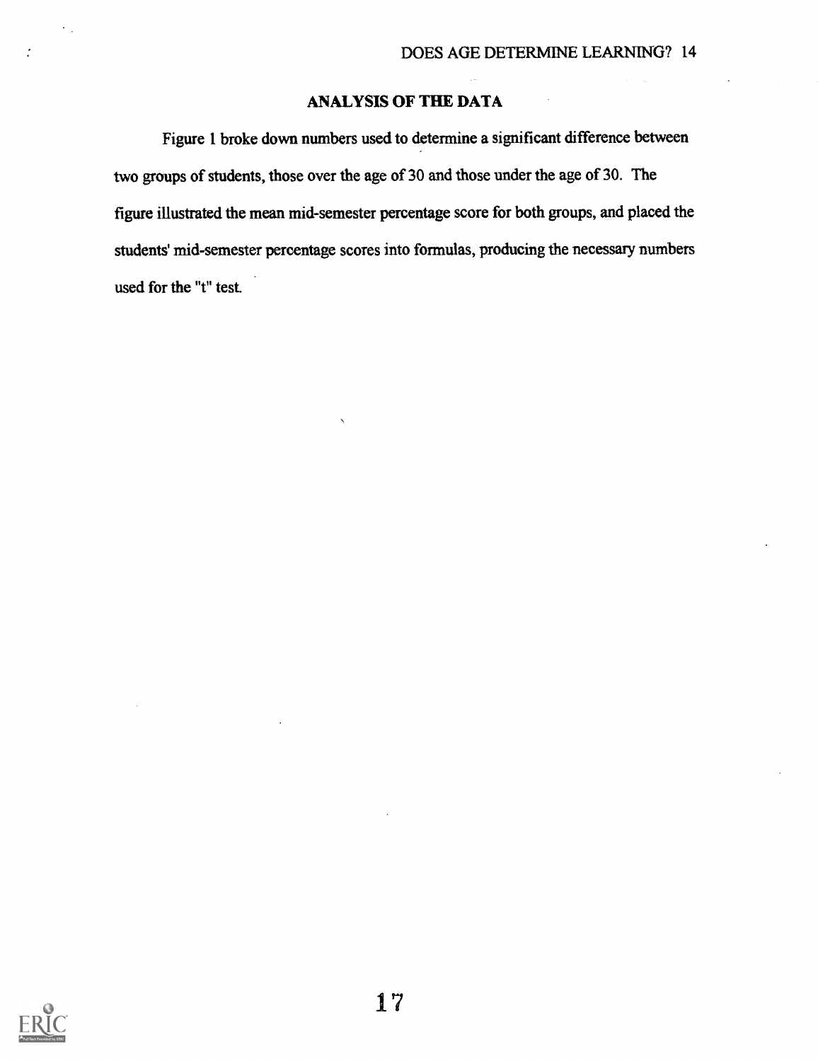## ANALYSIS OF THE DATA

Figure 1 broke down numbers used to determine a significant difference between two groups of students, those over the age of 30 and those under the age of 30. The figure illustrated the mean mid-semester percentage score for both groups, and placed the students' mid-semester percentage scores into formulas, producing the necessary numbers used for the "t" test.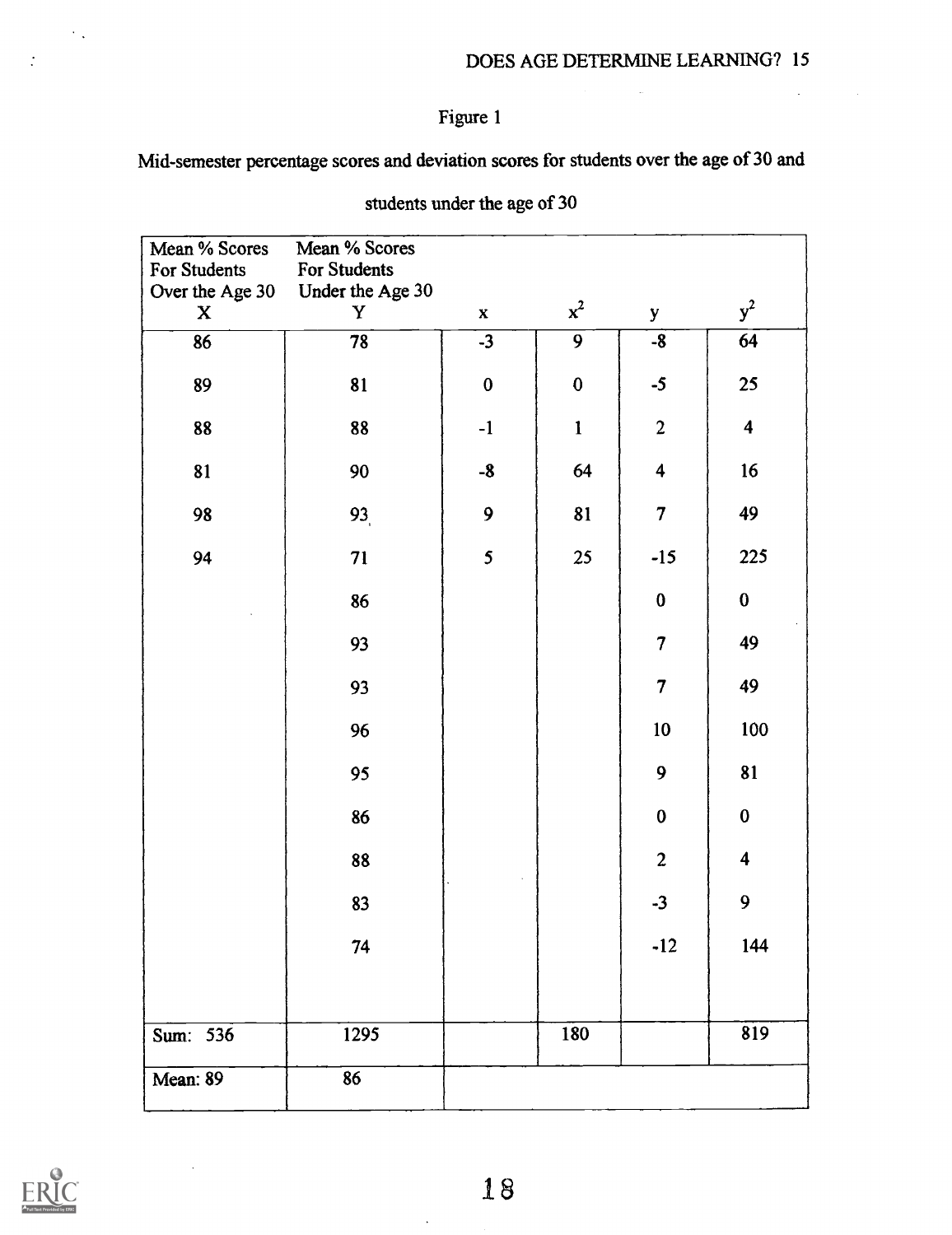Figure 1

Mid-semester percentage scores and deviation scores for students over the age of 30 and students under the age of 30

| Mean % Scores For Students Over the Age 30 X | Mean % Scores For Students Under the Age 30 Y | x | $x^2$ | y | $y^2$ |
|---|---|---|---|---|---|
| 86 | 78 | -3 | 9 | -8 | 64 |
| 89 | 81 | 0 | 0 | -5 | 25 |
| 88 | 88 | -1 | 1 | 2 | 4 |
| 81 | 90 | -8 | 64 | 4 | 16 |
| 98 | 93 | 9 | 81 | 7 | 49 |
| 94 | 71 | 5 | 25 | -15 | 225 |
| | 86 | | | 0 | 0 |
| | 93 | | | 7 | 49 |
| | 93 | | | 7 | 49 |
| | 96 | | | 10 | 100 |
| | 95 | | | 9 | 81 |
| | 86 | | | 0 | 0 |
| | 88 | | | 2 | 4 |
| | 83 | | | -3 | 9 |
| | 74 | | | -12 | 144 |
| Sum: 536 | 1295 | | 180 | | 819 |
| Mean: 89 | 86 | | | | |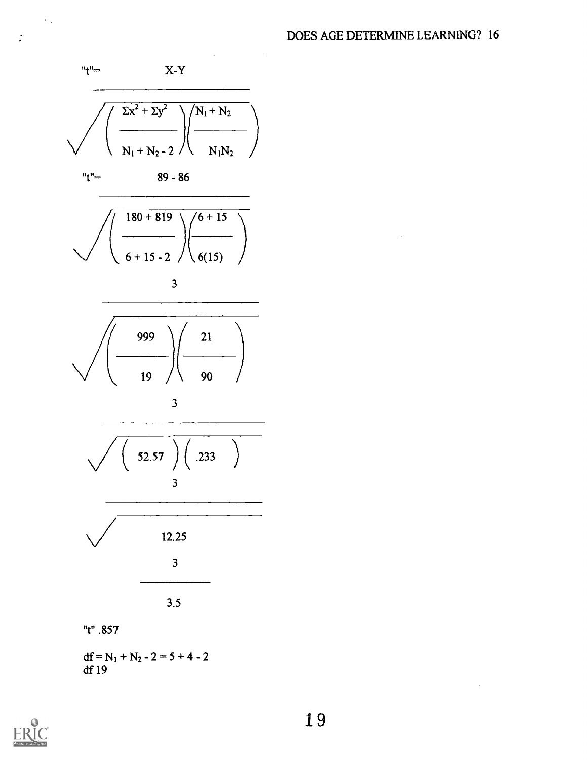$$"t" = \frac{X - Y}{\sqrt{\left(\dfrac{\Sigma x^2 + \Sigma y^2}{N_1 + N_2 - 2}\right)\left(\dfrac{N_1 + N_2}{N_1 N_2}\right)}}$$

$$"t" = \frac{89 - 86}{\sqrt{\left(\dfrac{180 + 819}{6 + 15 - 2}\right)\left(\dfrac{6 + 15}{6(15)}\right)}}$$

$$\frac{3}{\sqrt{\left(\dfrac{999}{19}\right)\left(\dfrac{21}{90}\right)}}$$

$$\frac{3}{\sqrt{\left(52.57\right)\left(.233\right)}}$$

$$\frac{3}{\sqrt{12.25}}$$

$$\frac{3}{3.5}$$

"t" .857

$df = N_1 + N_2 - 2 = 5 + 4 - 2$
df 19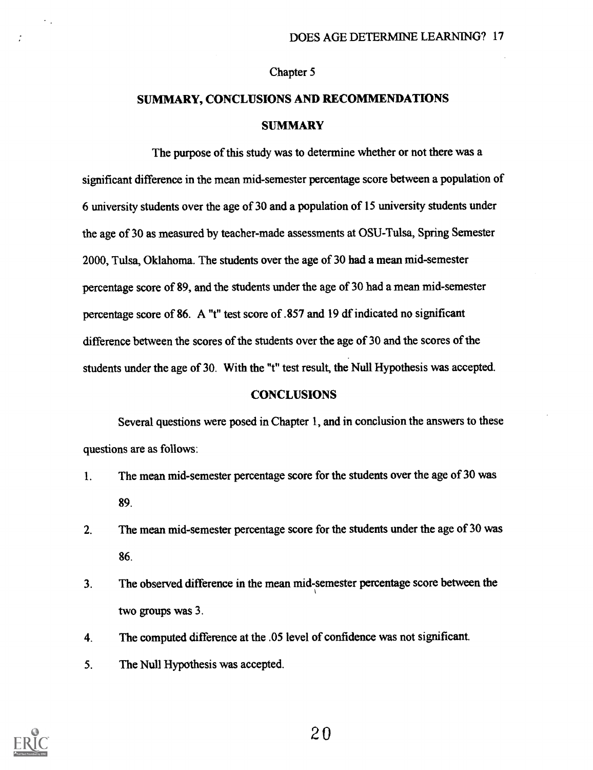Chapter 5

# SUMMARY, CONCLUSIONS AND RECOMMENDATIONS

## SUMMARY

The purpose of this study was to determine whether or not there was a significant difference in the mean mid-semester percentage score between a population of 6 university students over the age of 30 and a population of 15 university students under the age of 30 as measured by teacher-made assessments at OSU-Tulsa, Spring Semester 2000, Tulsa, Oklahoma. The students over the age of 30 had a mean mid-semester percentage score of 89, and the students under the age of 30 had a mean mid-semester percentage score of 86. A "t" test score of .857 and 19 df indicated no significant difference between the scores of the students over the age of 30 and the scores of the students under the age of 30. With the "t" test result, the Null Hypothesis was accepted.

## CONCLUSIONS

Several questions were posed in Chapter 1, and in conclusion the answers to these questions are as follows:

1. The mean mid-semester percentage score for the students over the age of 30 was 89.
2. The mean mid-semester percentage score for the students under the age of 30 was 86.
3. The observed difference in the mean mid-semester percentage score between the two groups was 3.
4. The computed difference at the .05 level of confidence was not significant.
5. The Null Hypothesis was accepted.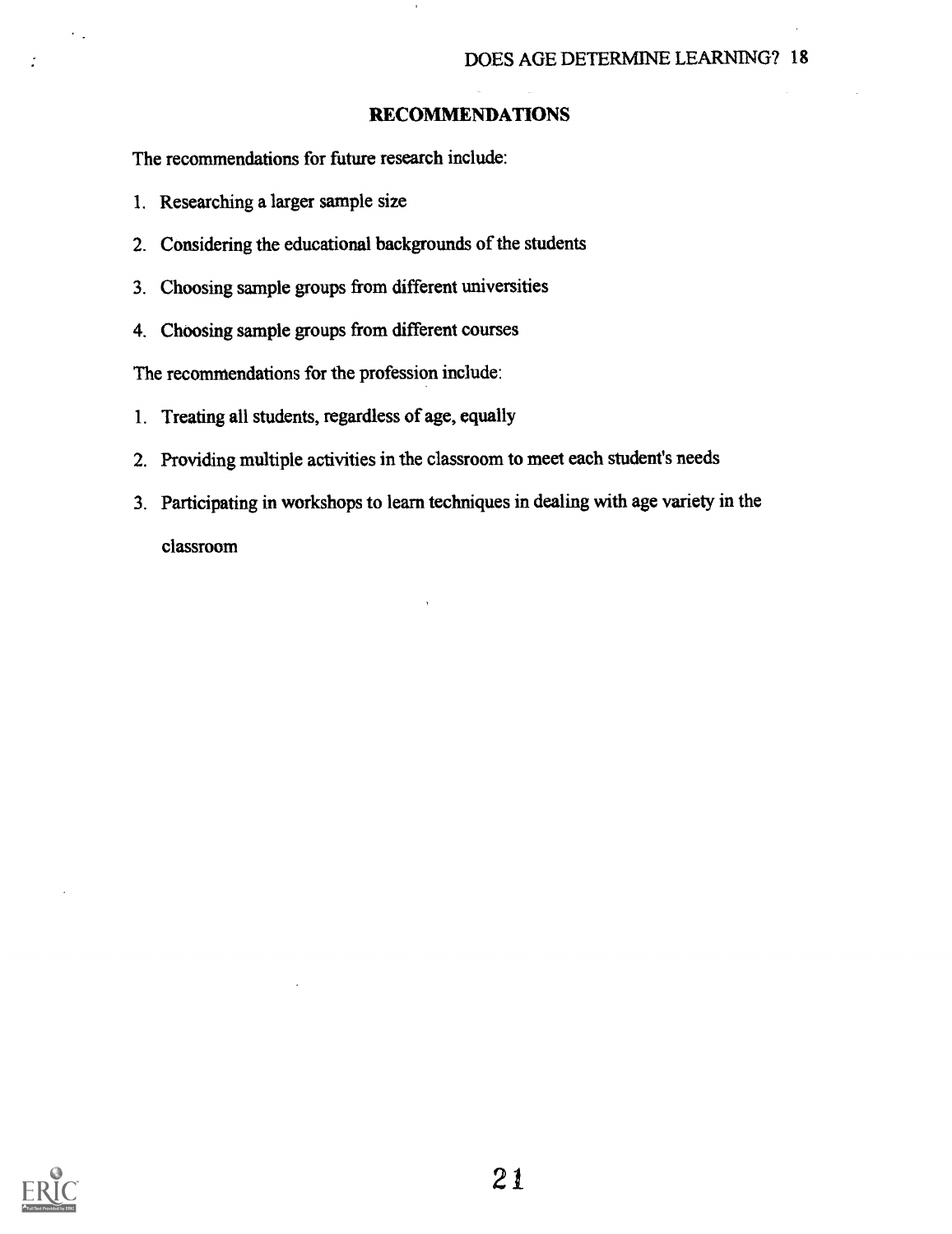## RECOMMENDATIONS

The recommendations for future research include:

1. Researching a larger sample size
2. Considering the educational backgrounds of the students
3. Choosing sample groups from different universities
4. Choosing sample groups from different courses

The recommendations for the profession include:

1. Treating all students, regardless of age, equally
2. Providing multiple activities in the classroom to meet each student's needs
3. Participating in workshops to learn techniques in dealing with age variety in the classroom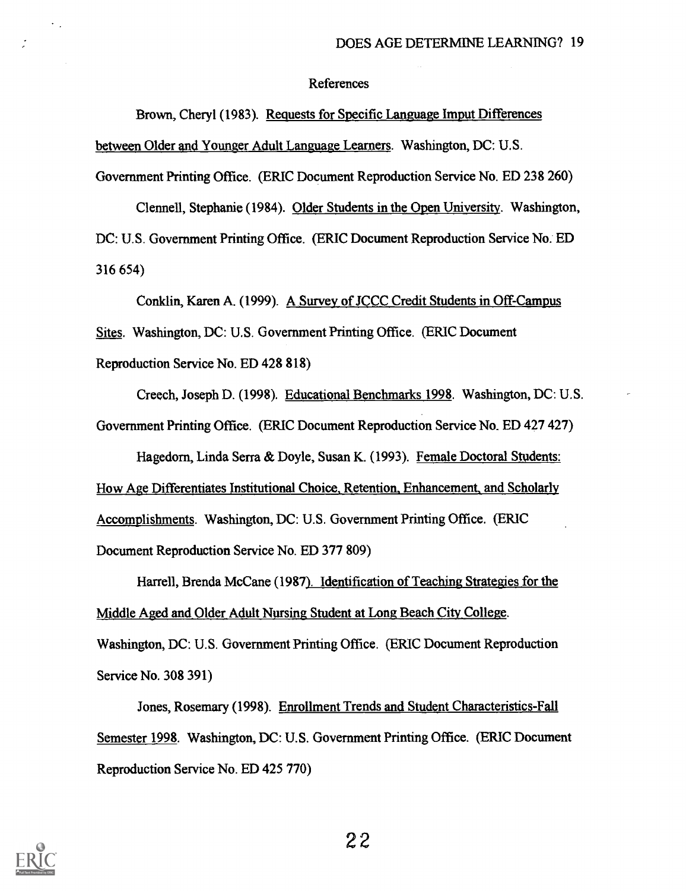References

Brown, Cheryl (1983). Requests for Specific Language Imput Differences between Older and Younger Adult Language Learners. Washington, DC: U.S. Government Printing Office. (ERIC Document Reproduction Service No. ED 238 260)

Clennell, Stephanie (1984). Older Students in the Open University. Washington, DC: U.S. Government Printing Office. (ERIC Document Reproduction Service No. ED 316 654)

Conklin, Karen A. (1999). A Survey of JCCC Credit Students in Off-Campus Sites. Washington, DC: U.S. Government Printing Office. (ERIC Document Reproduction Service No. ED 428 818)

Creech, Joseph D. (1998). Educational Benchmarks 1998. Washington, DC: U.S. Government Printing Office. (ERIC Document Reproduction Service No. ED 427 427)

Hagedorn, Linda Serra & Doyle, Susan K. (1993). Female Doctoral Students: How Age Differentiates Institutional Choice, Retention, Enhancement, and Scholarly Accomplishments. Washington, DC: U.S. Government Printing Office. (ERIC Document Reproduction Service No. ED 377 809)

Harrell, Brenda McCane (1987). Identification of Teaching Strategies for the Middle Aged and Older Adult Nursing Student at Long Beach City College. Washington, DC: U.S. Government Printing Office. (ERIC Document Reproduction Service No. 308 391)

Jones, Rosemary (1998). Enrollment Trends and Student Characteristics-Fall Semester 1998. Washington, DC: U.S. Government Printing Office. (ERIC Document Reproduction Service No. ED 425 770)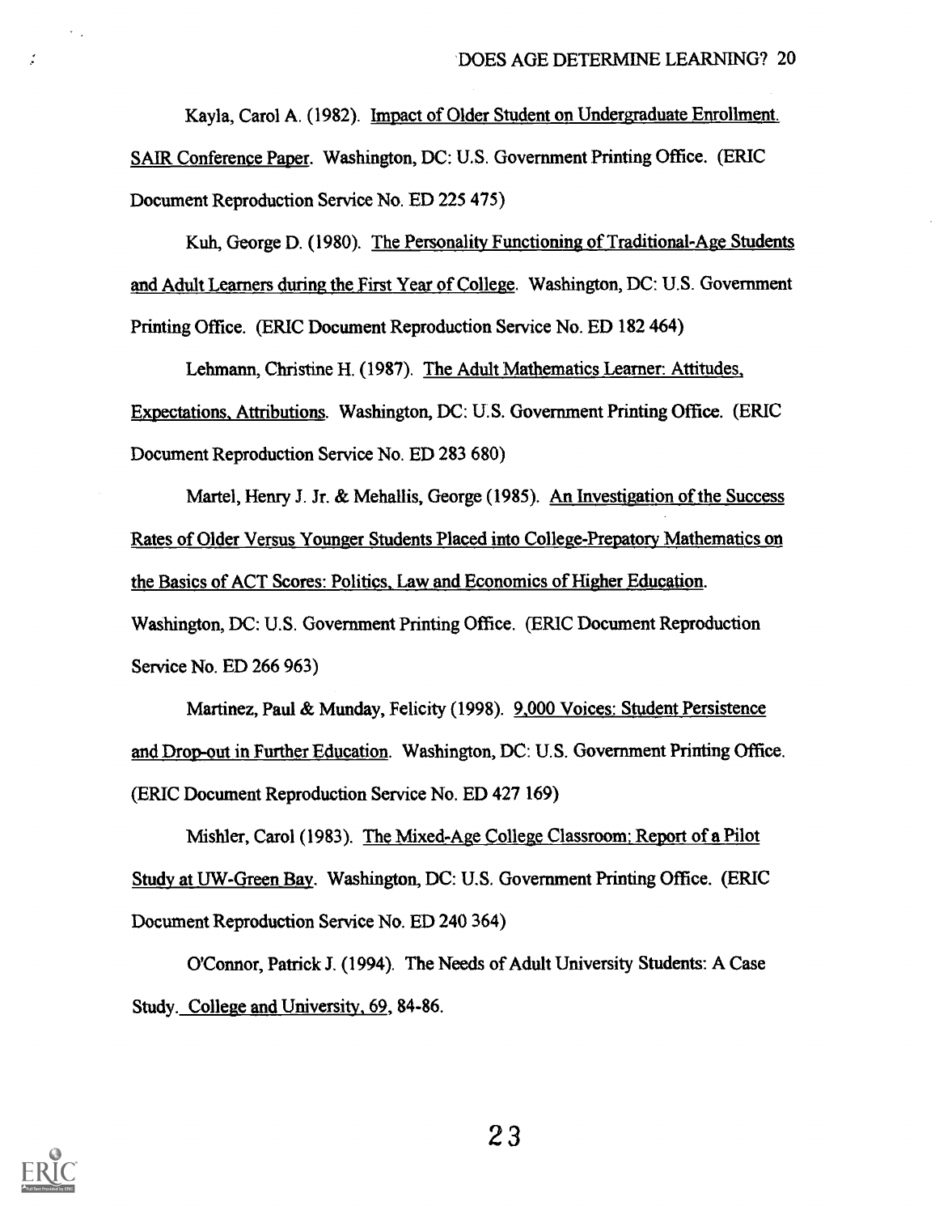Kayla, Carol A. (1982). Impact of Older Student on Undergraduate Enrollment. SAIR Conference Paper. Washington, DC: U.S. Government Printing Office. (ERIC Document Reproduction Service No. ED 225 475)

Kuh, George D. (1980). The Personality Functioning of Traditional-Age Students and Adult Learners during the First Year of College. Washington, DC: U.S. Government Printing Office. (ERIC Document Reproduction Service No. ED 182 464)

Lehmann, Christine H. (1987). The Adult Mathematics Learner: Attitudes, Expectations, Attributions. Washington, DC: U.S. Government Printing Office. (ERIC Document Reproduction Service No. ED 283 680)

Martel, Henry J. Jr. & Mehallis, George (1985). An Investigation of the Success Rates of Older Versus Younger Students Placed into College-Preparatory Mathematics on the Basics of ACT Scores: Politics, Law and Economics of Higher Education. Washington, DC: U.S. Government Printing Office. (ERIC Document Reproduction Service No. ED 266 963)

Martinez, Paul & Munday, Felicity (1998). 9,000 Voices: Student Persistence and Drop-out in Further Education. Washington, DC: U.S. Government Printing Office. (ERIC Document Reproduction Service No. ED 427 169)

Mishler, Carol (1983). The Mixed-Age College Classroom; Report of a Pilot Study at UW-Green Bay. Washington, DC: U.S. Government Printing Office. (ERIC Document Reproduction Service No. ED 240 364)

O'Connor, Patrick J. (1994). The Needs of Adult University Students: A Case Study. College and University, 69, 84-86.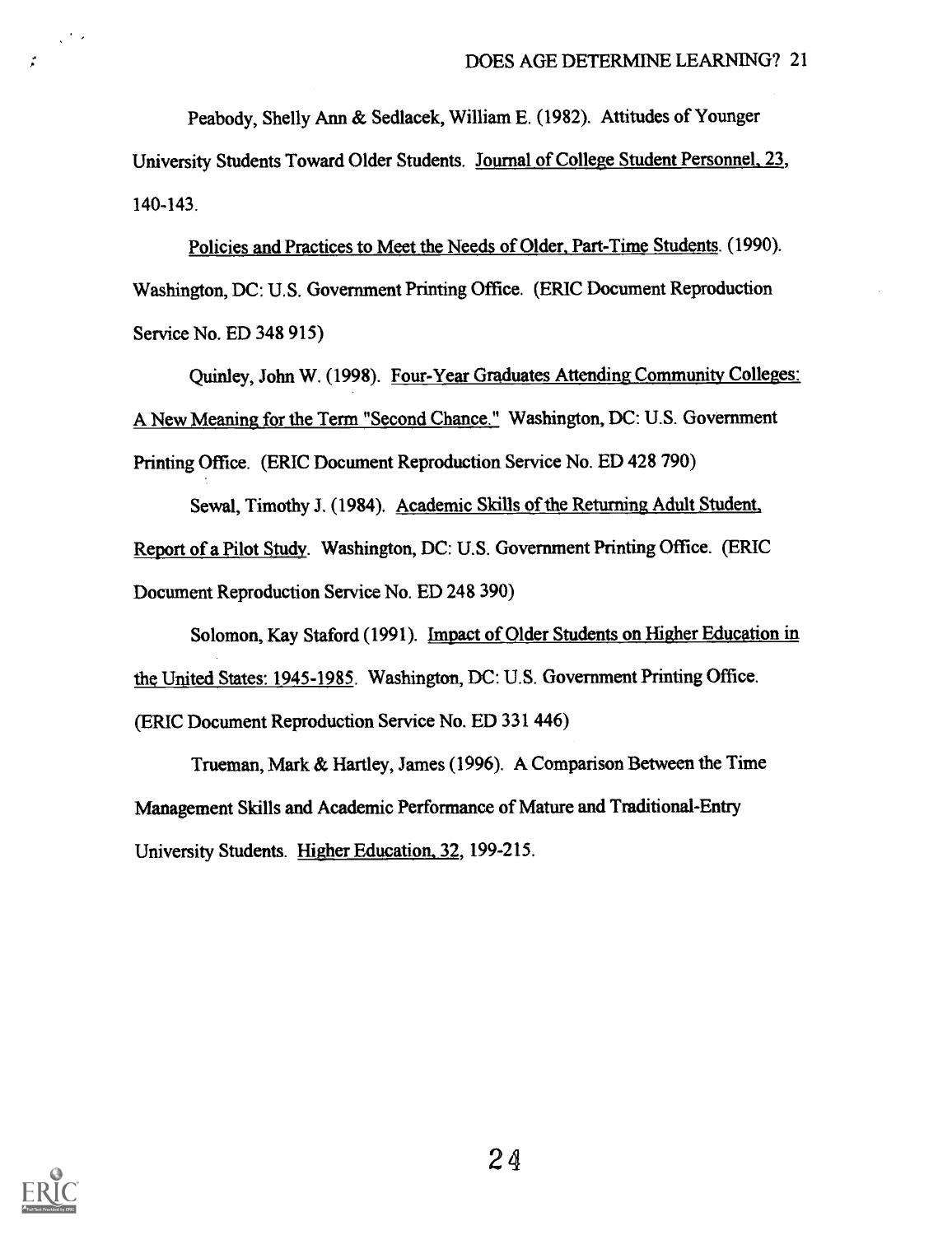Peabody, Shelly Ann & Sedlacek, William E. (1982). Attitudes of Younger University Students Toward Older Students. Journal of College Student Personnel, 23, 140-143.

Policies and Practices to Meet the Needs of Older, Part-Time Students. (1990). Washington, DC: U.S. Government Printing Office. (ERIC Document Reproduction Service No. ED 348 915)

Quinley, John W. (1998). Four-Year Graduates Attending Community Colleges: A New Meaning for the Term "Second Chance." Washington, DC: U.S. Government Printing Office. (ERIC Document Reproduction Service No. ED 428 790)

Sewal, Timothy J. (1984). Academic Skills of the Returning Adult Student, Report of a Pilot Study. Washington, DC: U.S. Government Printing Office. (ERIC Document Reproduction Service No. ED 248 390)

Solomon, Kay Staford (1991). Impact of Older Students on Higher Education in the United States: 1945-1985. Washington, DC: U.S. Government Printing Office. (ERIC Document Reproduction Service No. ED 331 446)

Trueman, Mark & Hartley, James (1996). A Comparison Between the Time Management Skills and Academic Performance of Mature and Traditional-Entry University Students. Higher Education, 32, 199-215.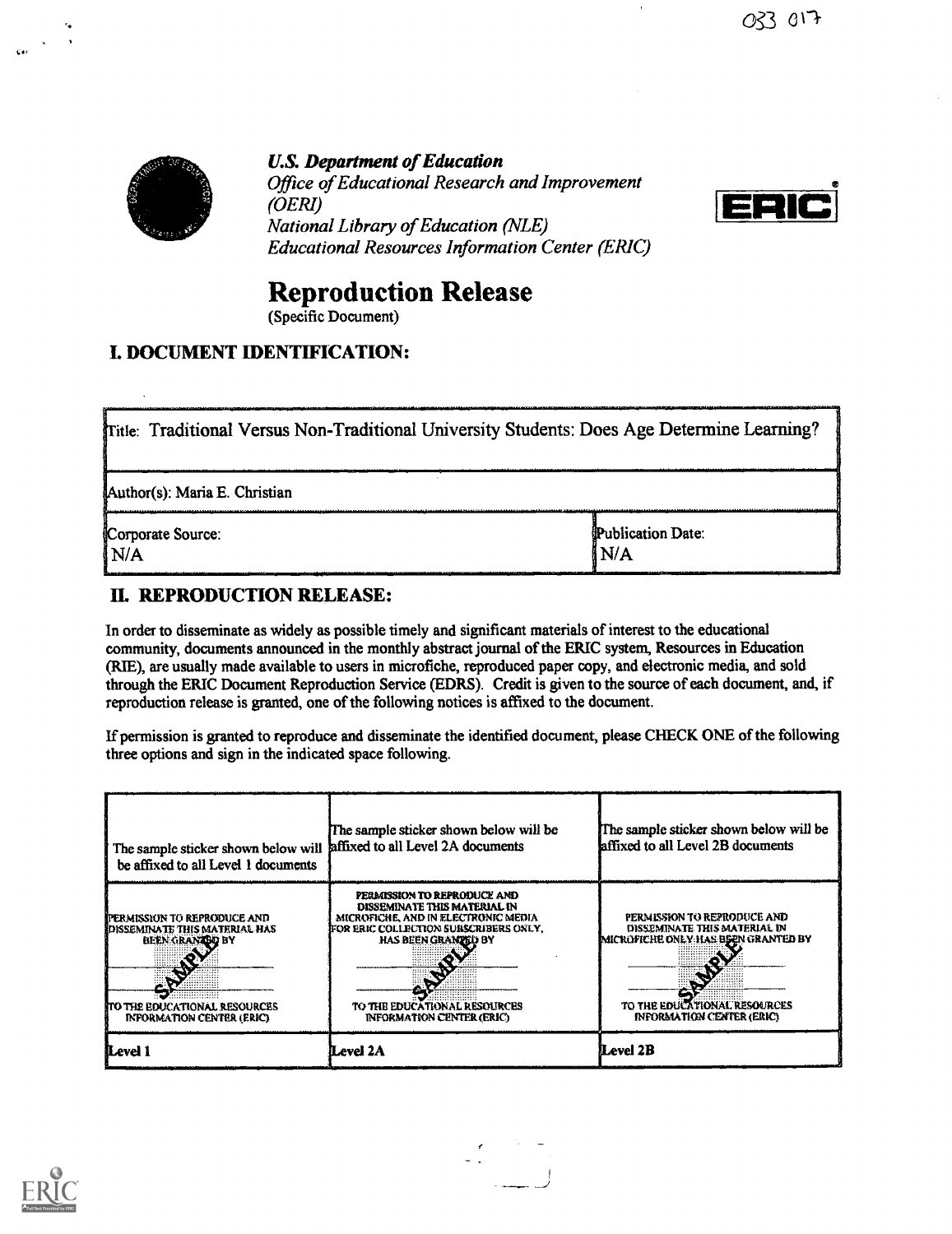033 017

***U.S. Department of Education***
*Office of Educational Research and Improvement (OERI)*
*National Library of Education (NLE)*
*Educational Resources Information Center (ERIC)*

# Reproduction Release

(Specific Document)

## I. DOCUMENT IDENTIFICATION:

| Title: Traditional Versus Non-Traditional University Students: Does Age Determine Learning? | |
|---|---|
| Author(s): Maria E. Christian | |
| Corporate Source: N/A | Publication Date: N/A |

## II. REPRODUCTION RELEASE:

In order to disseminate as widely as possible timely and significant materials of interest to the educational community, documents announced in the monthly abstract journal of the ERIC system, Resources in Education (RIE), are usually made available to users in microfiche, reproduced paper copy, and electronic media, and sold through the ERIC Document Reproduction Service (EDRS). Credit is given to the source of each document, and, if reproduction release is granted, one of the following notices is affixed to the document.

If permission is granted to reproduce and disseminate the identified document, please CHECK ONE of the following three options and sign in the indicated space following.

| The sample sticker shown below will be affixed to all Level 1 documents | The sample sticker shown below will be affixed to all Level 2A documents | The sample sticker shown below will be affixed to all Level 2B documents |
|---|---|---|
| PERMISSION TO REPRODUCE AND DISSEMINATE THIS MATERIAL HAS BEEN GRANTED BY SAMPLE TO THE EDUCATIONAL RESOURCES INFORMATION CENTER (ERIC) | PERMISSION TO REPRODUCE AND DISSEMINATE THIS MATERIAL IN MICROFICHE, AND IN ELECTRONIC MEDIA FOR ERIC COLLECTION SUBSCRIBERS ONLY, HAS BEEN GRANTED BY SAMPLE TO THE EDUCATIONAL RESOURCES INFORMATION CENTER (ERIC) | PERMISSION TO REPRODUCE AND DISSEMINATE THIS MATERIAL IN MICROFICHE ONLY HAS BEEN GRANTED BY SAMPLE TO THE EDUCATIONAL RESOURCES INFORMATION CENTER (ERIC) |
| Level 1 | Level 2A | Level 2B |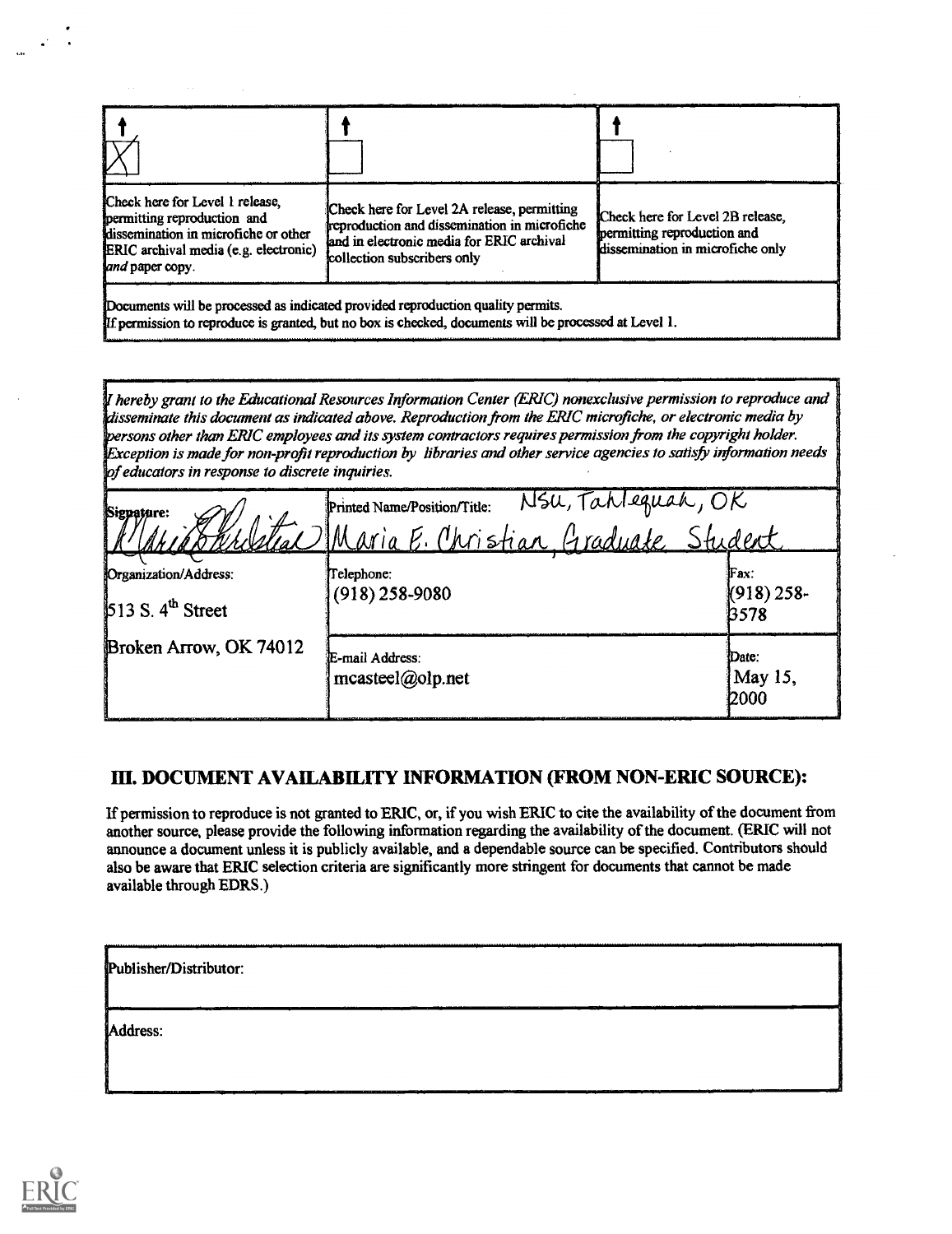| [X] | [ ] | [ ] |
|---|---|---|
| Check here for Level 1 release, permitting reproduction and dissemination in microfiche or other ERIC archival media (e.g. electronic) *and* paper copy. | Check here for Level 2A release, permitting reproduction and dissemination in microfiche and in electronic media for ERIC archival collection subscribers only | Check here for Level 2B release, permitting reproduction and dissemination in microfiche only |

Documents will be processed as indicated provided reproduction quality permits.
If permission to reproduce is granted, but no box is checked, documents will be processed at Level 1.

*I hereby grant to the Educational Resources Information Center (ERIC) nonexclusive permission to reproduce and disseminate this document as indicated above. Reproduction from the ERIC microfiche, or electronic media by persons other than ERIC employees and its system contractors requires permission from the copyright holder. Exception is made for non-profit reproduction by libraries and other service agencies to satisfy information needs of educators in response to discrete inquiries.*

| Signature: Maria E. Christian | Printed Name/Position/Title: NSU, Tahlequah, OK Maria E. Christian, Graduate Student | |
|---|---|---|
| Organization/Address: 513 S. 4th Street Broken Arrow, OK 74012 | Telephone: (918) 258-9080 | Fax: (918) 258-3578 |
| | E-mail Address: mcasteel@olp.net | Date: May 15, 2000 |

## III. DOCUMENT AVAILABILITY INFORMATION (FROM NON-ERIC SOURCE):

If permission to reproduce is not granted to ERIC, or, if you wish ERIC to cite the availability of the document from another source, please provide the following information regarding the availability of the document. (ERIC will not announce a document unless it is publicly available, and a dependable source can be specified. Contributors should also be aware that ERIC selection criteria are significantly more stringent for documents that cannot be made available through EDRS.)

| Publisher/Distributor: |
|---|
| Address: |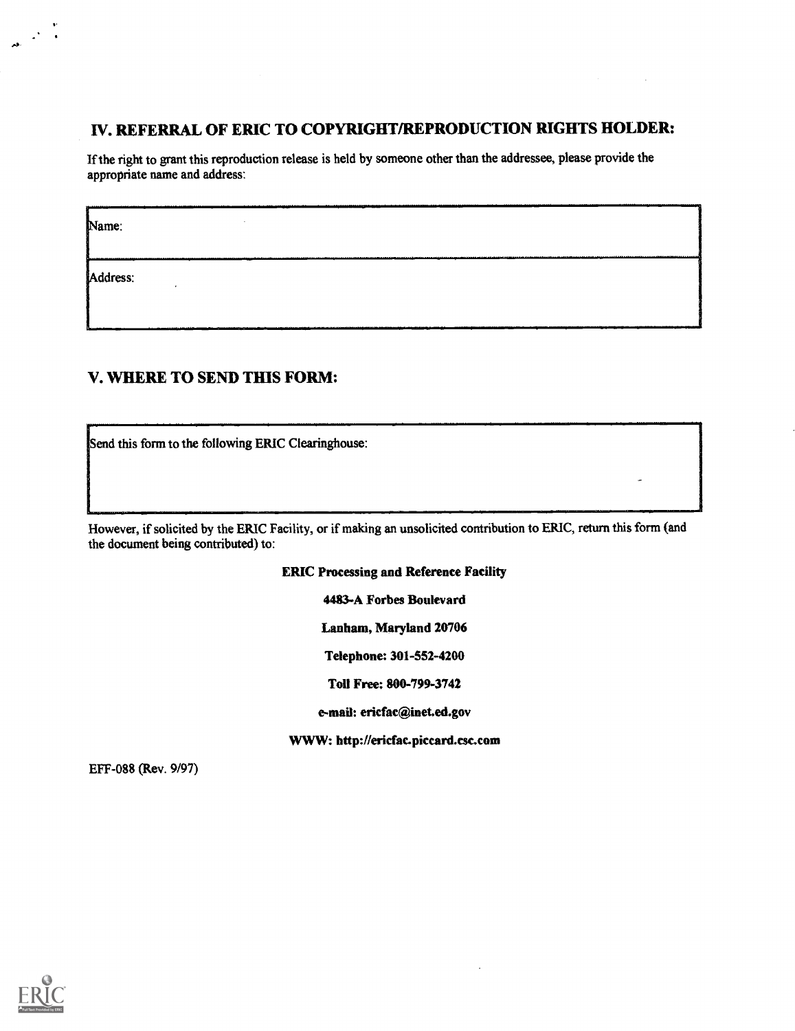## IV. REFERRAL OF ERIC TO COPYRIGHT/REPRODUCTION RIGHTS HOLDER:

If the right to grant this reproduction release is held by someone other than the addressee, please provide the appropriate name and address:

| |
|---|
| Name: |
| Address: |

## V. WHERE TO SEND THIS FORM:

| |
|---|
| Send this form to the following ERIC Clearinghouse: |

However, if solicited by the ERIC Facility, or if making an unsolicited contribution to ERIC, return this form (and the document being contributed) to:

**ERIC Processing and Reference Facility**

**4483-A Forbes Boulevard**

**Lanham, Maryland 20706**

**Telephone: 301-552-4200**

**Toll Free: 800-799-3742**

**e-mail: ericfac@inet.ed.gov**

**WWW: http://ericfac.piccard.csc.com**

EFF-088 (Rev. 9/97)